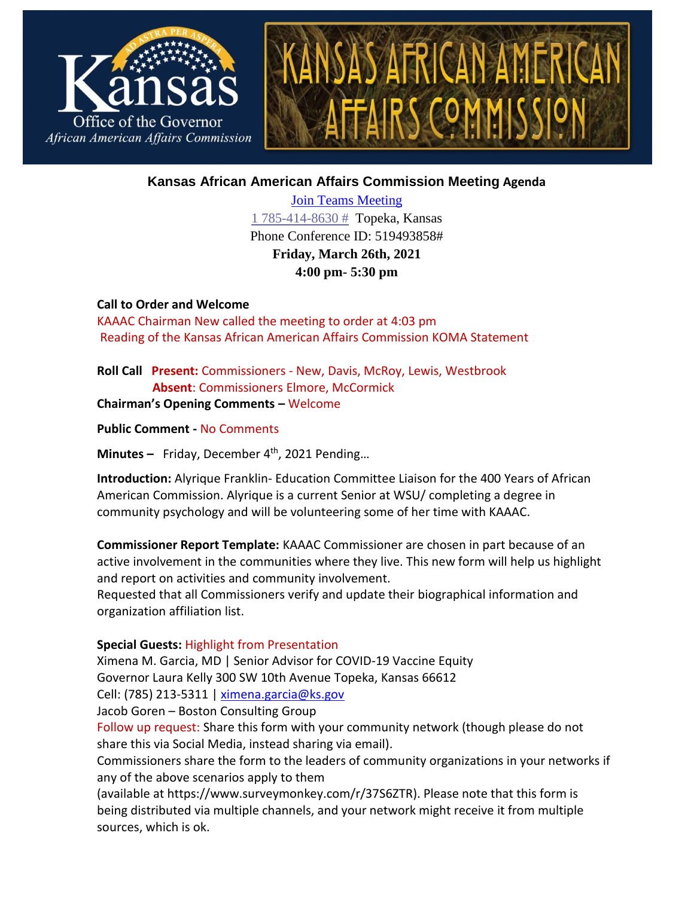## Kansas African American Affairs Commission Meeting Agenda

[Join Teams Meeting](#)
[1 785-414-8630 #](#) Topeka, Kansas
Phone Conference ID: 519493858#
**Friday, March 26th, 2021**
**4:00 pm- 5:30 pm**

**Call to Order and Welcome**
KAAAC Chairman New called the meeting to order at 4:03 pm
Reading of the Kansas African American Affairs Commission KOMA Statement

**Roll Call** **Present:** Commissioners - New, Davis, McRoy, Lewis, Westbrook
**Absent**: Commissioners Elmore, McCormick

**Chairman's Opening Comments –** Welcome

**Public Comment -** No Comments

**Minutes –** Friday, December 4th, 2021 Pending…

**Introduction:** Alyrique Franklin- Education Committee Liaison for the 400 Years of African American Commission. Alyrique is a current Senior at WSU/ completing a degree in community psychology and will be volunteering some of her time with KAAAC.

**Commissioner Report Template:** KAAAC Commissioner are chosen in part because of an active involvement in the communities where they live. This new form will help us highlight and report on activities and community involvement.
Requested that all Commissioners verify and update their biographical information and organization affiliation list.

**Special Guests:** Highlight from Presentation
Ximena M. Garcia, MD | Senior Advisor for COVID-19 Vaccine Equity
Governor Laura Kelly 300 SW 10th Avenue Topeka, Kansas 66612
Cell: (785) 213-5311 | [ximena.garcia@ks.gov](mailto:ximena.garcia@ks.gov)
Jacob Goren – Boston Consulting Group
Follow up request: Share this form with your community network (though please do not share this via Social Media, instead sharing via email).
Commissioners share the form to the leaders of community organizations in your networks if any of the above scenarios apply to them
(available at https://www.surveymonkey.com/r/37S6ZTR). Please note that this form is being distributed via multiple channels, and your network might receive it from multiple sources, which is ok.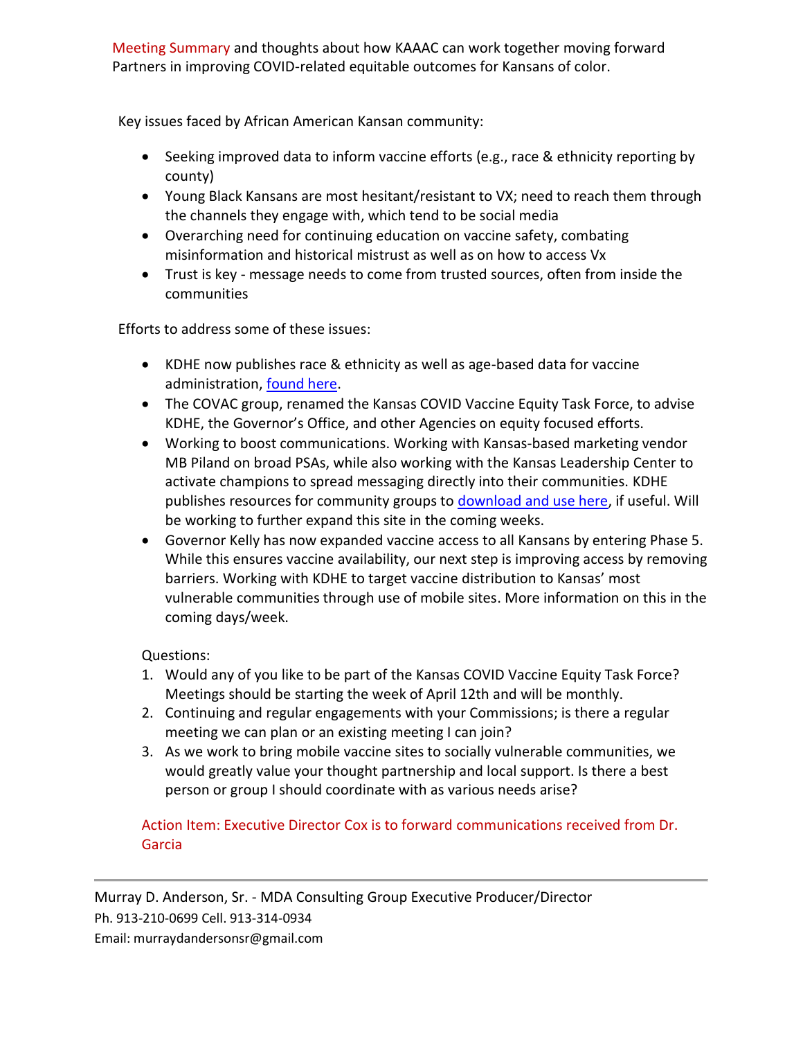Meeting Summary and thoughts about how KAAAC can work together moving forward
Partners in improving COVID-related equitable outcomes for Kansans of color.

Key issues faced by African American Kansan community:

- Seeking improved data to inform vaccine efforts (e.g., race & ethnicity reporting by county)
- Young Black Kansans are most hesitant/resistant to VX; need to reach them through the channels they engage with, which tend to be social media
- Overarching need for continuing education on vaccine safety, combating misinformation and historical mistrust as well as on how to access Vx
- Trust is key - message needs to come from trusted sources, often from inside the communities

Efforts to address some of these issues:

- KDHE now publishes race & ethnicity as well as age-based data for vaccine administration, found here.
- The COVAC group, renamed the Kansas COVID Vaccine Equity Task Force, to advise KDHE, the Governor's Office, and other Agencies on equity focused efforts.
- Working to boost communications. Working with Kansas-based marketing vendor MB Piland on broad PSAs, while also working with the Kansas Leadership Center to activate champions to spread messaging directly into their communities. KDHE publishes resources for community groups to download and use here, if useful. Will be working to further expand this site in the coming weeks.
- Governor Kelly has now expanded vaccine access to all Kansans by entering Phase 5. While this ensures vaccine availability, our next step is improving access by removing barriers. Working with KDHE to target vaccine distribution to Kansas' most vulnerable communities through use of mobile sites. More information on this in the coming days/week.

Questions:

1. Would any of you like to be part of the Kansas COVID Vaccine Equity Task Force? Meetings should be starting the week of April 12th and will be monthly.
2. Continuing and regular engagements with your Commissions; is there a regular meeting we can plan or an existing meeting I can join?
3. As we work to bring mobile vaccine sites to socially vulnerable communities, we would greatly value your thought partnership and local support. Is there a best person or group I should coordinate with as various needs arise?

Action Item: Executive Director Cox is to forward communications received from Dr. Garcia

---

Murray D. Anderson, Sr. - MDA Consulting Group Executive Producer/Director
Ph. 913-210-0699 Cell. 913-314-0934
Email: murraydandersonsr@gmail.com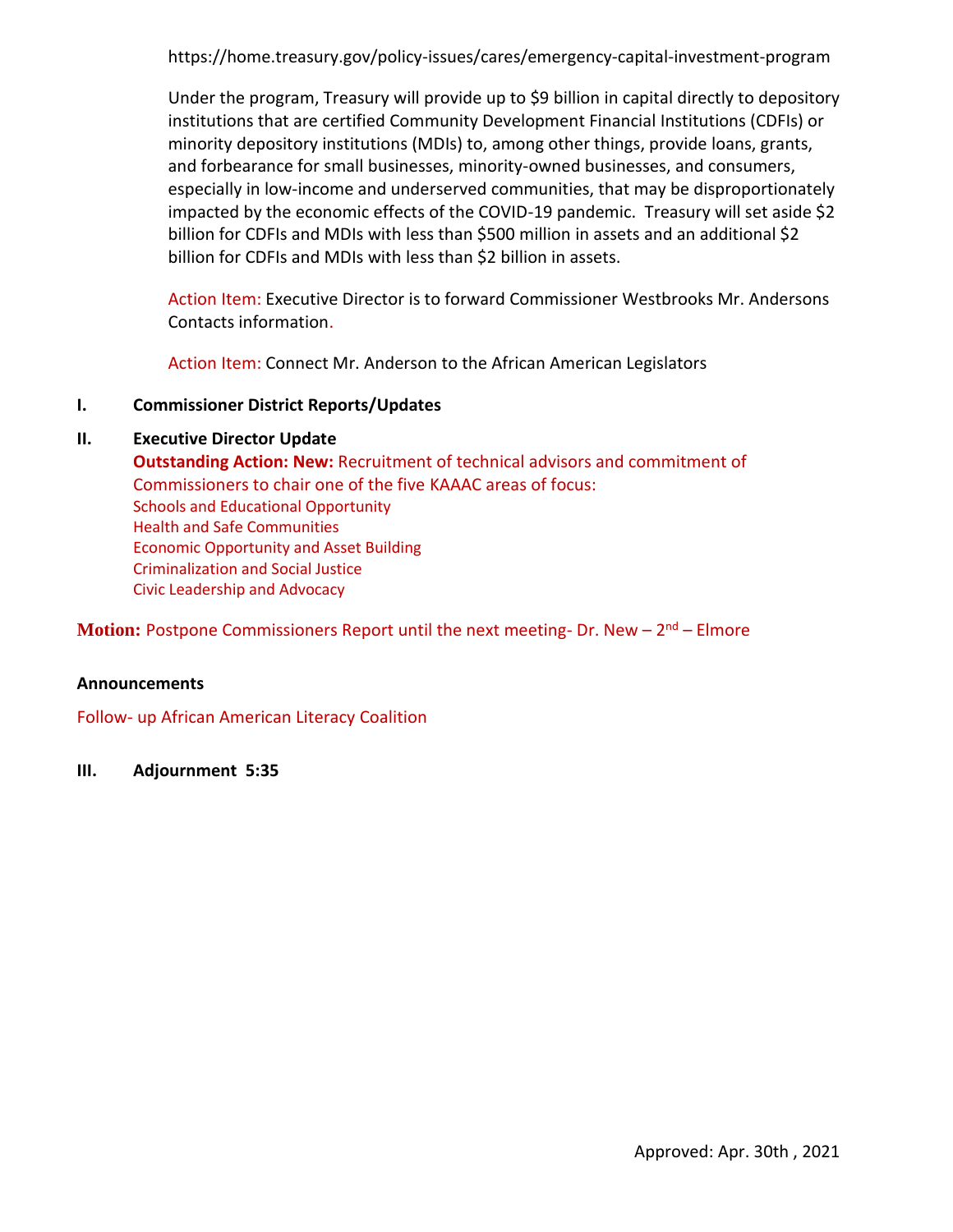https://home.treasury.gov/policy-issues/cares/emergency-capital-investment-program

Under the program, Treasury will provide up to $9 billion in capital directly to depository institutions that are certified Community Development Financial Institutions (CDFIs) or minority depository institutions (MDIs) to, among other things, provide loans, grants, and forbearance for small businesses, minority-owned businesses, and consumers, especially in low-income and underserved communities, that may be disproportionately impacted by the economic effects of the COVID-19 pandemic.  Treasury will set aside $2 billion for CDFIs and MDIs with less than $500 million in assets and an additional $2 billion for CDFIs and MDIs with less than $2 billion in assets.

Action Item: Executive Director is to forward Commissioner Westbrooks Mr. Andersons Contacts information.

Action Item: Connect Mr. Anderson to the African American Legislators

**I. Commissioner District Reports/Updates**

**II. Executive Director Update**

**Outstanding Action: New:** Recruitment of technical advisors and commitment of Commissioners to chair one of the five KAAAC areas of focus:

Schools and Educational Opportunity
Health and Safe Communities
Economic Opportunity and Asset Building
Criminalization and Social Justice
Civic Leadership and Advocacy

**Motion:** Postpone Commissioners Report until the next meeting- Dr. New – 2nd – Elmore

**Announcements**

Follow- up African American Literacy Coalition

**III. Adjournment 5:35**

Approved: Apr. 30th , 2021